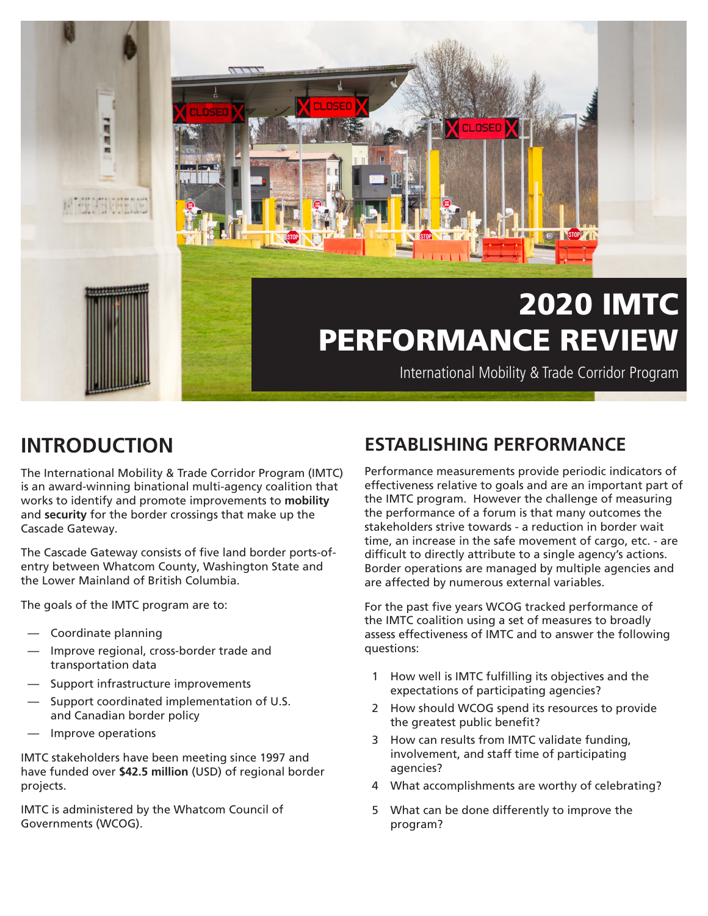# 2020 IMTC PERFORMANCE REVIEW

International Mobility & Trade Corridor Program

## INTRODUCTION

The International Mobility & Trade Corridor Program (IMTC) is an award-winning binational multi-agency coalition that works to identify and promote improvements to **mobility** and **security** for the border crossings that make up the Cascade Gateway.

The Cascade Gateway consists of five land border ports-of-entry between Whatcom County, Washington State and the Lower Mainland of British Columbia.

The goals of the IMTC program are to:

- Coordinate planning
- Improve regional, cross-border trade and transportation data
- Support infrastructure improvements
- Support coordinated implementation of U.S. and Canadian border policy
- Improve operations

IMTC stakeholders have been meeting since 1997 and have funded over **$42.5 million** (USD) of regional border projects.

IMTC is administered by the Whatcom Council of Governments (WCOG).

## ESTABLISHING PERFORMANCE

Performance measurements provide periodic indicators of effectiveness relative to goals and are an important part of the IMTC program. However the challenge of measuring the performance of a forum is that many outcomes the stakeholders strive towards - a reduction in border wait time, an increase in the safe movement of cargo, etc. - are difficult to directly attribute to a single agency's actions. Border operations are managed by multiple agencies and are affected by numerous external variables.

For the past five years WCOG tracked performance of the IMTC coalition using a set of measures to broadly assess effectiveness of IMTC and to answer the following questions:

1. How well is IMTC fulfilling its objectives and the expectations of participating agencies?
2. How should WCOG spend its resources to provide the greatest public benefit?
3. How can results from IMTC validate funding, involvement, and staff time of participating agencies?
4. What accomplishments are worthy of celebrating?
5. What can be done differently to improve the program?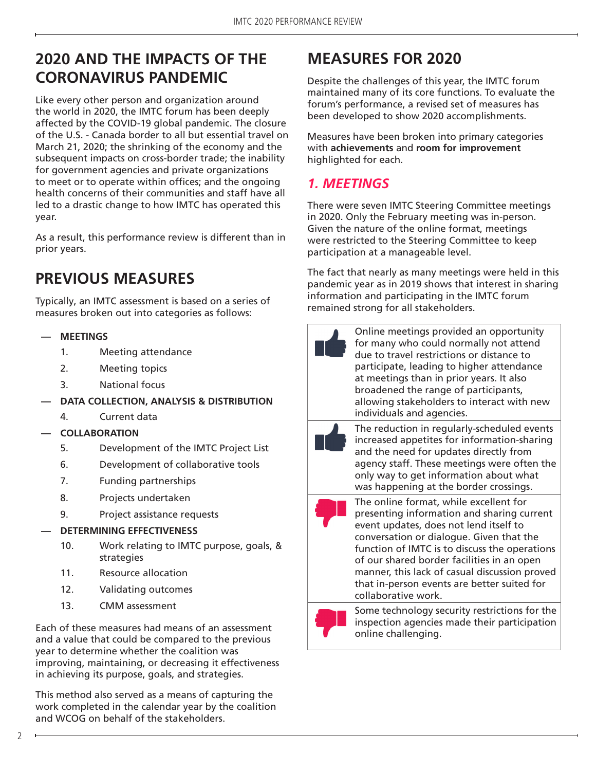## 2020 AND THE IMPACTS OF THE CORONAVIRUS PANDEMIC

Like every other person and organization around the world in 2020, the IMTC forum has been deeply affected by the COVID-19 global pandemic. The closure of the U.S. - Canada border to all but essential travel on March 21, 2020; the shrinking of the economy and the subsequent impacts on cross-border trade; the inability for government agencies and private organizations to meet or to operate within offices; and the ongoing health concerns of their communities and staff have all led to a drastic change to how IMTC has operated this year.

As a result, this performance review is different than in prior years.

## PREVIOUS MEASURES

Typically, an IMTC assessment is based on a series of measures broken out into categories as follows:

- **MEETINGS**
  1. Meeting attendance
  2. Meeting topics
  3. National focus
- **DATA COLLECTION, ANALYSIS & DISTRIBUTION**
  4. Current data
- **COLLABORATION**
  5. Development of the IMTC Project List
  6. Development of collaborative tools
  7. Funding partnerships
  8. Projects undertaken
  9. Project assistance requests
- **DETERMINING EFFECTIVENESS**
  10. Work relating to IMTC purpose, goals, & strategies
  11. Resource allocation
  12. Validating outcomes
  13. CMM assessment

Each of these measures had means of an assessment and a value that could be compared to the previous year to determine whether the coalition was improving, maintaining, or decreasing it effectiveness in achieving its purpose, goals, and strategies.

This method also served as a means of capturing the work completed in the calendar year by the coalition and WCOG on behalf of the stakeholders.

## MEASURES FOR 2020

Despite the challenges of this year, the IMTC forum maintained many of its core functions. To evaluate the forum's performance, a revised set of measures has been developed to show 2020 accomplishments.

Measures have been broken into primary categories with **achievements** and **room for improvement** highlighted for each.

### *1. MEETINGS*

There were seven IMTC Steering Committee meetings in 2020. Only the February meeting was in-person. Given the nature of the online format, meetings were restricted to the Steering Committee to keep participation at a manageable level.

The fact that nearly as many meetings were held in this pandemic year as in 2019 shows that interest in sharing information and participating in the IMTC forum remained strong for all stakeholders.

| | |
|---|---|
| 👍 | Online meetings provided an opportunity for many who could normally not attend due to travel restrictions or distance to participate, leading to higher attendance at meetings than in prior years. It also broadened the range of participants, allowing stakeholders to interact with new individuals and agencies. |
| 👍 | The reduction in regularly-scheduled events increased appetites for information-sharing and the need for updates directly from agency staff. These meetings were often the only way to get information about what was happening at the border crossings. |
| 👎 | The online format, while excellent for presenting information and sharing current event updates, does not lend itself to conversation or dialogue. Given that the function of IMTC is to discuss the operations of our shared border facilities in an open manner, this lack of casual discussion proved that in-person events are better suited for collaborative work. |
| 👎 | Some technology security restrictions for the inspection agencies made their participation online challenging. |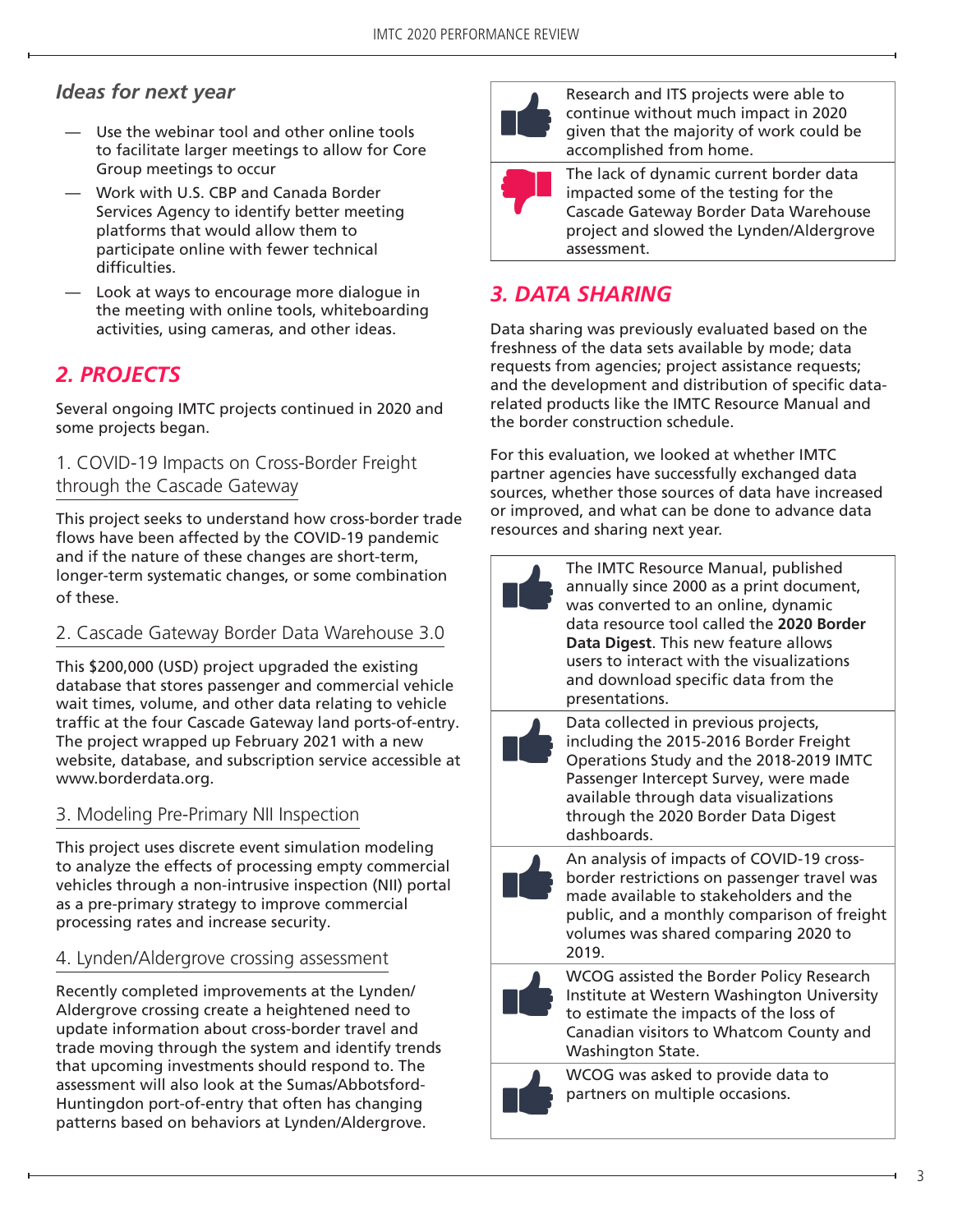### *Ideas for next year*

- Use the webinar tool and other online tools to facilitate larger meetings to allow for Core Group meetings to occur
- Work with U.S. CBP and Canada Border Services Agency to identify better meeting platforms that would allow them to participate online with fewer technical difficulties.
- Look at ways to encourage more dialogue in the meeting with online tools, whiteboarding activities, using cameras, and other ideas.

## *2. PROJECTS*

Several ongoing IMTC projects continued in 2020 and some projects began.

### 1. COVID-19 Impacts on Cross-Border Freight through the Cascade Gateway

This project seeks to understand how cross-border trade flows have been affected by the COVID-19 pandemic and if the nature of these changes are short-term, longer-term systematic changes, or some combination of these.

### 2. Cascade Gateway Border Data Warehouse 3.0

This $200,000 (USD) project upgraded the existing database that stores passenger and commercial vehicle wait times, volume, and other data relating to vehicle traffic at the four Cascade Gateway land ports-of-entry. The project wrapped up February 2021 with a new website, database, and subscription service accessible at www.borderdata.org.

### 3. Modeling Pre-Primary NII Inspection

This project uses discrete event simulation modeling to analyze the effects of processing empty commercial vehicles through a non-intrusive inspection (NII) portal as a pre-primary strategy to improve commercial processing rates and increase security.

### 4. Lynden/Aldergrove crossing assessment

Recently completed improvements at the Lynden/Aldergrove crossing create a heightened need to update information about cross-border travel and trade moving through the system and identify trends that upcoming investments should respond to. The assessment will also look at the Sumas/Abbotsford-Huntingdon port-of-entry that often has changing patterns based on behaviors at Lynden/Aldergrove.

| | |
|---|---|
| 👍 | Research and ITS projects were able to continue without much impact in 2020 given that the majority of work could be accomplished from home. |
| 👎 | The lack of dynamic current border data impacted some of the testing for the Cascade Gateway Border Data Warehouse project and slowed the Lynden/Aldergrove assessment. |

## *3. DATA SHARING*

Data sharing was previously evaluated based on the freshness of the data sets available by mode; data requests from agencies; project assistance requests; and the development and distribution of specific data-related products like the IMTC Resource Manual and the border construction schedule.

For this evaluation, we looked at whether IMTC partner agencies have successfully exchanged data sources, whether those sources of data have increased or improved, and what can be done to advance data resources and sharing next year.

| | |
|---|---|
| 👍 | The IMTC Resource Manual, published annually since 2000 as a print document, was converted to an online, dynamic data resource tool called the **2020 Border Data Digest**. This new feature allows users to interact with the visualizations and download specific data from the presentations. |
| 👍 | Data collected in previous projects, including the 2015-2016 Border Freight Operations Study and the 2018-2019 IMTC Passenger Intercept Survey, were made available through data visualizations through the 2020 Border Data Digest dashboards. |
| 👍 | An analysis of impacts of COVID-19 cross-border restrictions on passenger travel was made available to stakeholders and the public, and a monthly comparison of freight volumes was shared comparing 2020 to 2019. |
| 👍 | WCOG assisted the Border Policy Research Institute at Western Washington University to estimate the impacts of the loss of Canadian visitors to Whatcom County and Washington State. |
| 👍 | WCOG was asked to provide data to partners on multiple occasions. |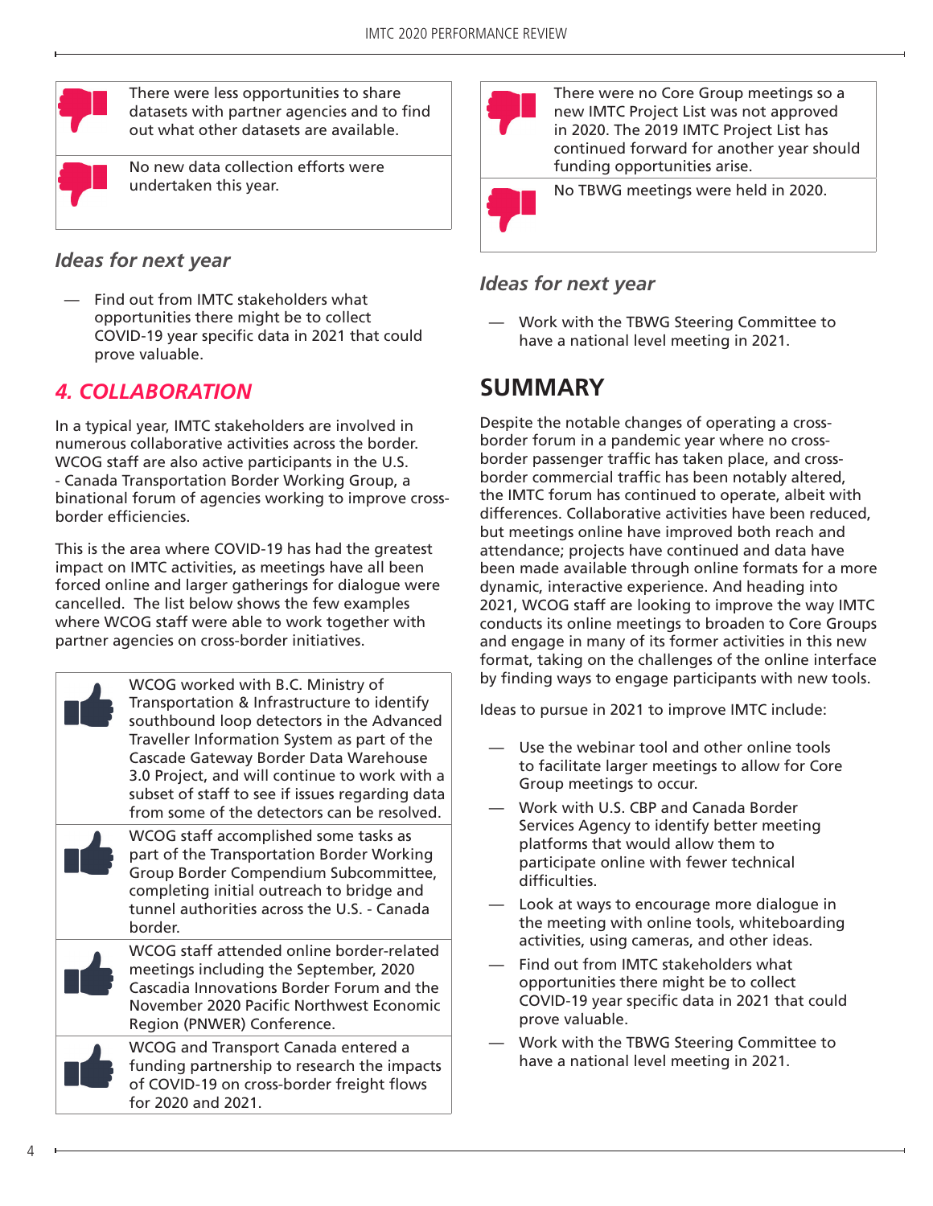- There were less opportunities to share datasets with partner agencies and to find out what other datasets are available.
- No new data collection efforts were undertaken this year.

### *Ideas for next year*

— Find out from IMTC stakeholders what opportunities there might be to collect COVID-19 year specific data in 2021 that could prove valuable.

## *4. COLLABORATION*

In a typical year, IMTC stakeholders are involved in numerous collaborative activities across the border. WCOG staff are also active participants in the U.S. - Canada Transportation Border Working Group, a binational forum of agencies working to improve cross-border efficiencies.

This is the area where COVID-19 has had the greatest impact on IMTC activities, as meetings have all been forced online and larger gatherings for dialogue were cancelled. The list below shows the few examples where WCOG staff were able to work together with partner agencies on cross-border initiatives.

- WCOG worked with B.C. Ministry of Transportation & Infrastructure to identify southbound loop detectors in the Advanced Traveller Information System as part of the Cascade Gateway Border Data Warehouse 3.0 Project, and will continue to work with a subset of staff to see if issues regarding data from some of the detectors can be resolved.
- WCOG staff accomplished some tasks as part of the Transportation Border Working Group Border Compendium Subcommittee, completing initial outreach to bridge and tunnel authorities across the U.S. - Canada border.
- WCOG staff attended online border-related meetings including the September, 2020 Cascadia Innovations Border Forum and the November 2020 Pacific Northwest Economic Region (PNWER) Conference.
- WCOG and Transport Canada entered a funding partnership to research the impacts of COVID-19 on cross-border freight flows for 2020 and 2021.
- There were no Core Group meetings so a new IMTC Project List was not approved in 2020. The 2019 IMTC Project List has continued forward for another year should funding opportunities arise.
- No TBWG meetings were held in 2020.

### *Ideas for next year*

— Work with the TBWG Steering Committee to have a national level meeting in 2021.

## SUMMARY

Despite the notable changes of operating a cross-border forum in a pandemic year where no cross-border passenger traffic has taken place, and cross-border commercial traffic has been notably altered, the IMTC forum has continued to operate, albeit with differences. Collaborative activities have been reduced, but meetings online have improved both reach and attendance; projects have continued and data have been made available through online formats for a more dynamic, interactive experience. And heading into 2021, WCOG staff are looking to improve the way IMTC conducts its online meetings to broaden to Core Groups and engage in many of its former activities in this new format, taking on the challenges of the online interface by finding ways to engage participants with new tools.

Ideas to pursue in 2021 to improve IMTC include:

— Use the webinar tool and other online tools to facilitate larger meetings to allow for Core Group meetings to occur.

— Work with U.S. CBP and Canada Border Services Agency to identify better meeting platforms that would allow them to participate online with fewer technical difficulties.

— Look at ways to encourage more dialogue in the meeting with online tools, whiteboarding activities, using cameras, and other ideas.

— Find out from IMTC stakeholders what opportunities there might be to collect COVID-19 year specific data in 2021 that could prove valuable.

— Work with the TBWG Steering Committee to have a national level meeting in 2021.